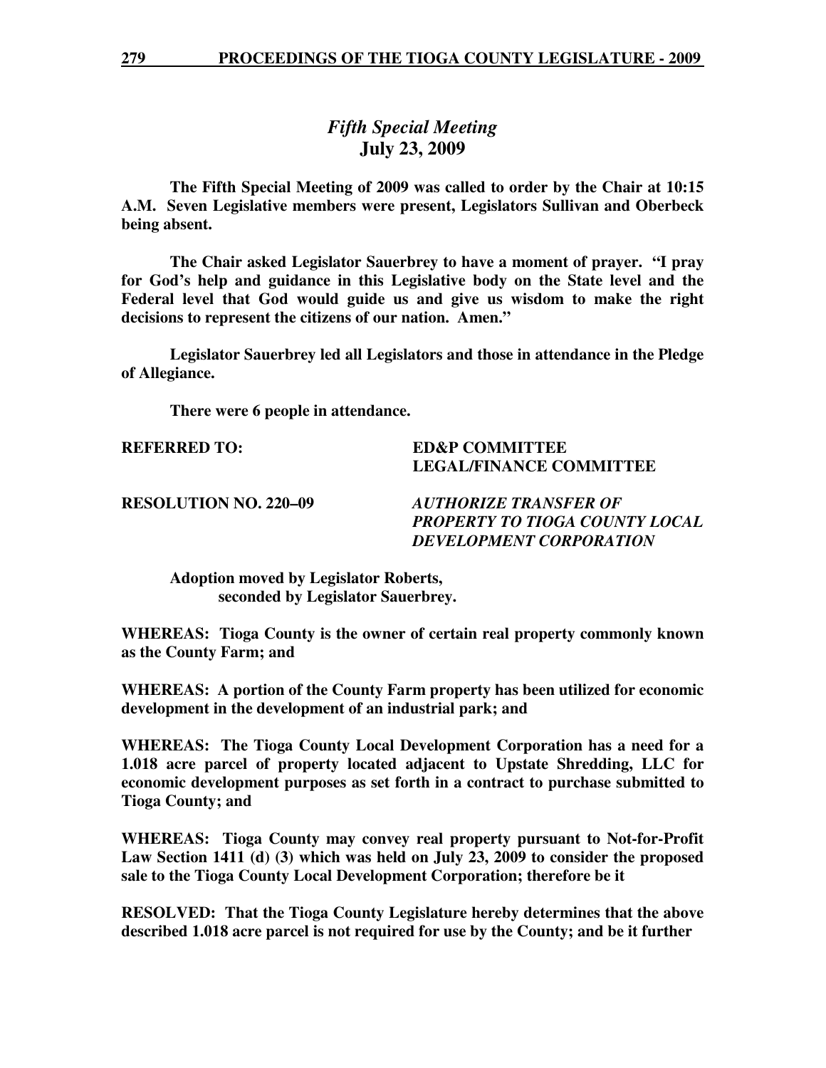## *Fifth Special Meeting*
## July 23, 2009

**The Fifth Special Meeting of 2009 was called to order by the Chair at 10:15 A.M. Seven Legislative members were present, Legislators Sullivan and Oberbeck being absent.**

**The Chair asked Legislator Sauerbrey to have a moment of prayer. "I pray for God's help and guidance in this Legislative body on the State level and the Federal level that God would guide us and give us wisdom to make the right decisions to represent the citizens of our nation. Amen."**

**Legislator Sauerbrey led all Legislators and those in attendance in the Pledge of Allegiance.**

**There were 6 people in attendance.**

**REFERRED TO:** **ED&P COMMITTEE**
**LEGAL/FINANCE COMMITTEE**

**RESOLUTION NO. 220–09** ***AUTHORIZE TRANSFER OF PROPERTY TO TIOGA COUNTY LOCAL DEVELOPMENT CORPORATION***

**Adoption moved by Legislator Roberts,
seconded by Legislator Sauerbrey.**

**WHEREAS: Tioga County is the owner of certain real property commonly known as the County Farm; and**

**WHEREAS: A portion of the County Farm property has been utilized for economic development in the development of an industrial park; and**

**WHEREAS: The Tioga County Local Development Corporation has a need for a 1.018 acre parcel of property located adjacent to Upstate Shredding, LLC for economic development purposes as set forth in a contract to purchase submitted to Tioga County; and**

**WHEREAS: Tioga County may convey real property pursuant to Not-for-Profit Law Section 1411 (d) (3) which was held on July 23, 2009 to consider the proposed sale to the Tioga County Local Development Corporation; therefore be it**

**RESOLVED: That the Tioga County Legislature hereby determines that the above described 1.018 acre parcel is not required for use by the County; and be it further**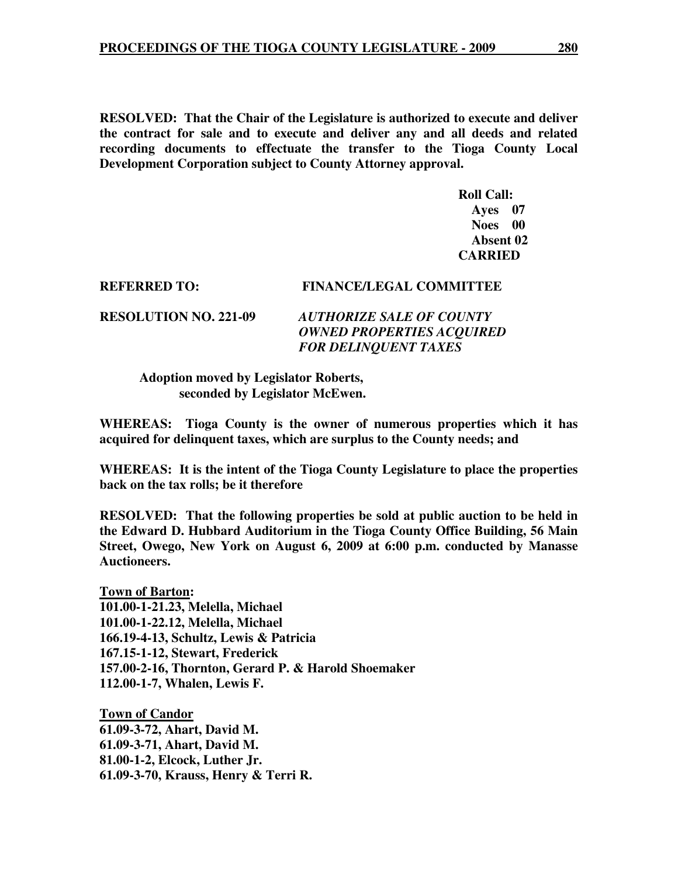**RESOLVED: That the Chair of the Legislature is authorized to execute and deliver the contract for sale and to execute and deliver any and all deeds and related recording documents to effectuate the transfer to the Tioga County Local Development Corporation subject to County Attorney approval.**

**Roll Call:**
**Ayes 07**
**Noes 00**
**Absent 02**
**CARRIED**

**REFERRED TO: FINANCE/LEGAL COMMITTEE**

**RESOLUTION NO. 221-09** ***AUTHORIZE SALE OF COUNTY OWNED PROPERTIES ACQUIRED FOR DELINQUENT TAXES***

**Adoption moved by Legislator Roberts, seconded by Legislator McEwen.**

**WHEREAS: Tioga County is the owner of numerous properties which it has acquired for delinquent taxes, which are surplus to the County needs; and**

**WHEREAS: It is the intent of the Tioga County Legislature to place the properties back on the tax rolls; be it therefore**

**RESOLVED: That the following properties be sold at public auction to be held in the Edward D. Hubbard Auditorium in the Tioga County Office Building, 56 Main Street, Owego, New York on August 6, 2009 at 6:00 p.m. conducted by Manasse Auctioneers.**

**Town of Barton:**
**101.00-1-21.23, Melella, Michael**
**101.00-1-22.12, Melella, Michael**
**166.19-4-13, Schultz, Lewis & Patricia**
**167.15-1-12, Stewart, Frederick**
**157.00-2-16, Thornton, Gerard P. & Harold Shoemaker**
**112.00-1-7, Whalen, Lewis F.**

**Town of Candor**
**61.09-3-72, Ahart, David M.**
**61.09-3-71, Ahart, David M.**
**81.00-1-2, Elcock, Luther Jr.**
**61.09-3-70, Krauss, Henry & Terri R.**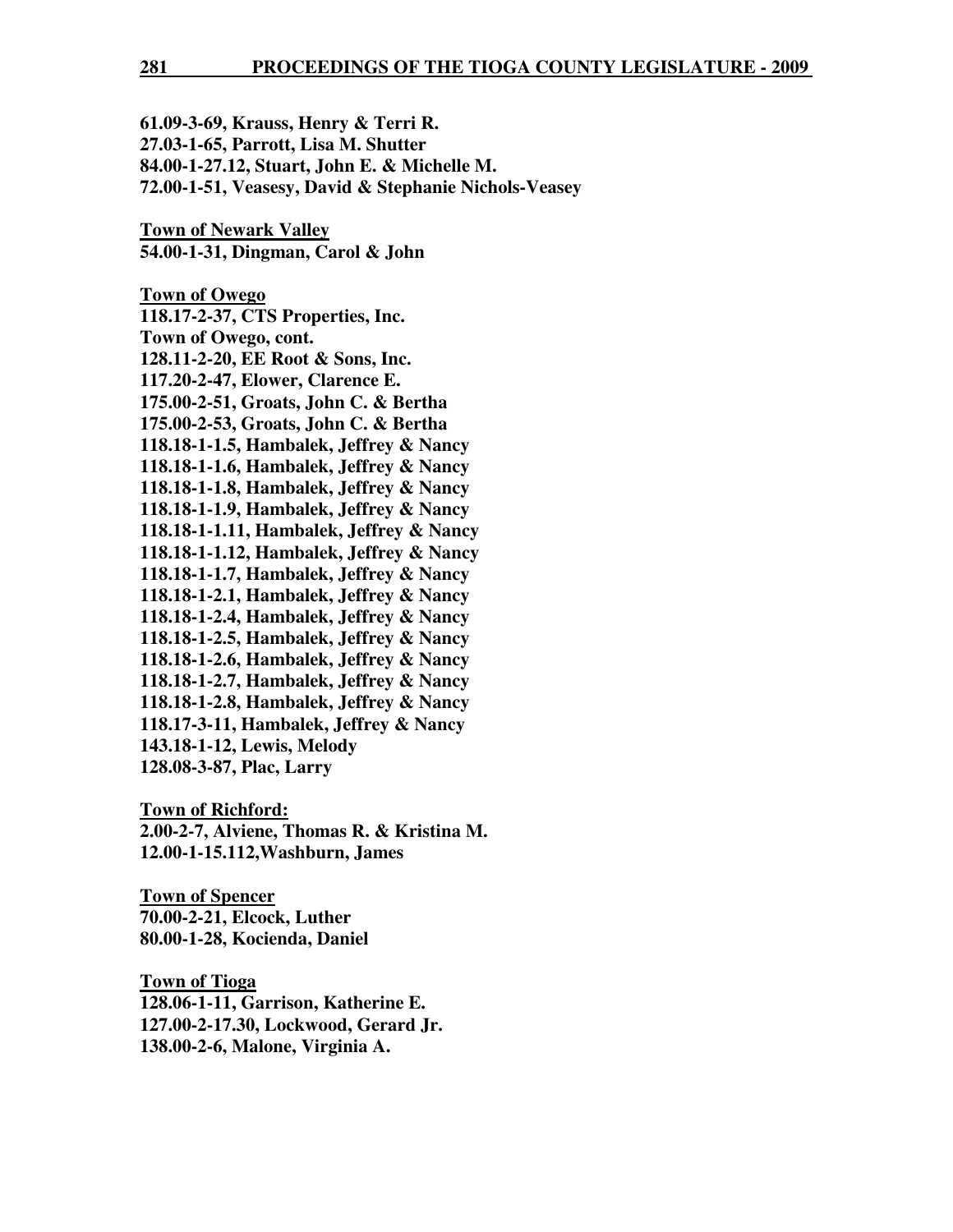**61.09-3-69, Krauss, Henry & Terri R.**
**27.03-1-65, Parrott, Lisa M. Shutter**
**84.00-1-27.12, Stuart, John E. & Michelle M.**
**72.00-1-51, Veasesy, David & Stephanie Nichols-Veasey**

**Town of Newark Valley**
**54.00-1-31, Dingman, Carol & John**

**Town of Owego**
**118.17-2-37, CTS Properties, Inc.**
**Town of Owego, cont.**
**128.11-2-20, EE Root & Sons, Inc.**
**117.20-2-47, Elower, Clarence E.**
**175.00-2-51, Groats, John C. & Bertha**
**175.00-2-53, Groats, John C. & Bertha**
**118.18-1-1.5, Hambalek, Jeffrey & Nancy**
**118.18-1-1.6, Hambalek, Jeffrey & Nancy**
**118.18-1-1.8, Hambalek, Jeffrey & Nancy**
**118.18-1-1.9, Hambalek, Jeffrey & Nancy**
**118.18-1-1.11, Hambalek, Jeffrey & Nancy**
**118.18-1-1.12, Hambalek, Jeffrey & Nancy**
**118.18-1-1.7, Hambalek, Jeffrey & Nancy**
**118.18-1-2.1, Hambalek, Jeffrey & Nancy**
**118.18-1-2.4, Hambalek, Jeffrey & Nancy**
**118.18-1-2.5, Hambalek, Jeffrey & Nancy**
**118.18-1-2.6, Hambalek, Jeffrey & Nancy**
**118.18-1-2.7, Hambalek, Jeffrey & Nancy**
**118.18-1-2.8, Hambalek, Jeffrey & Nancy**
**118.17-3-11, Hambalek, Jeffrey & Nancy**
**143.18-1-12, Lewis, Melody**
**128.08-3-87, Plac, Larry**

**Town of Richford:**
**2.00-2-7, Alviene, Thomas R. & Kristina M.**
**12.00-1-15.112,Washburn, James**

**Town of Spencer**
**70.00-2-21, Elcock, Luther**
**80.00-1-28, Kocienda, Daniel**

**Town of Tioga**
**128.06-1-11, Garrison, Katherine E.**
**127.00-2-17.30, Lockwood, Gerard Jr.**
**138.00-2-6, Malone, Virginia A.**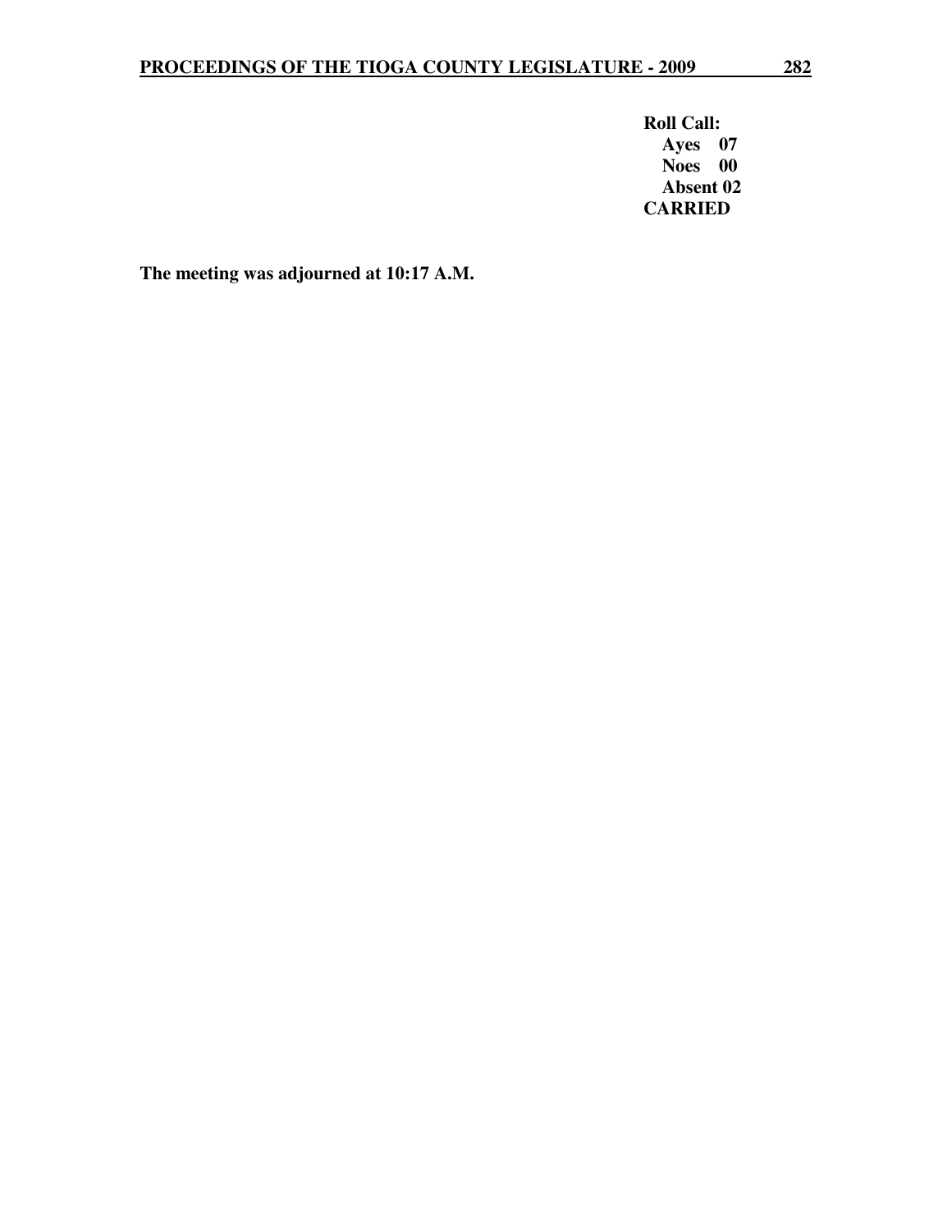**Roll Call:**
**Ayes 07**
**Noes 00**
**Absent 02**
**CARRIED**

**The meeting was adjourned at 10:17 A.M.**